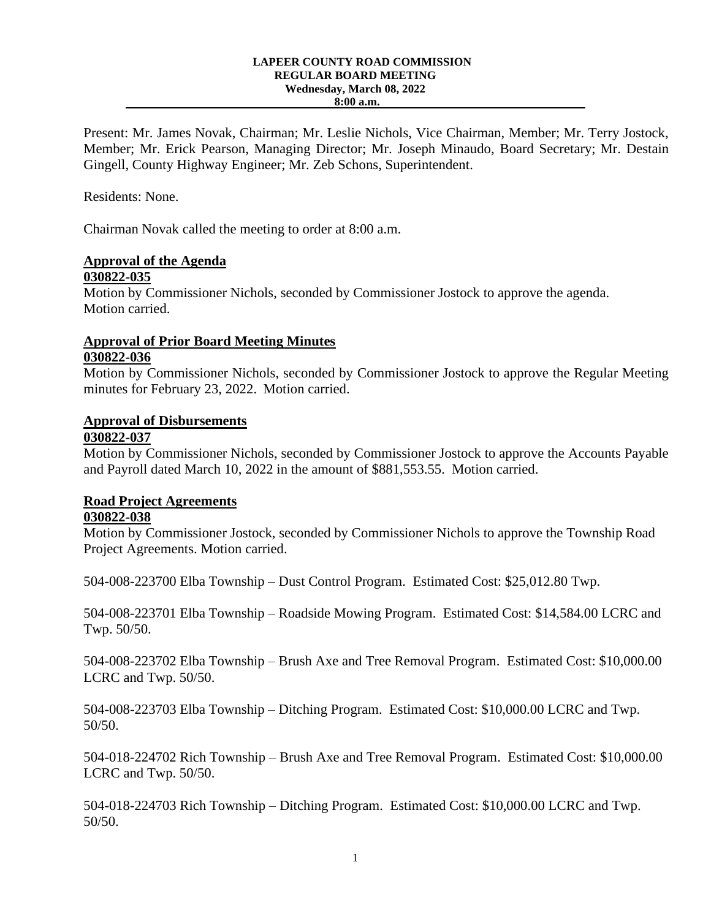**LAPEER COUNTY ROAD COMMISSION**
**REGULAR BOARD MEETING**
**Wednesday, March 08, 2022**
**8:00 a.m.**

Present: Mr. James Novak, Chairman; Mr. Leslie Nichols, Vice Chairman, Member; Mr. Terry Jostock, Member; Mr. Erick Pearson, Managing Director; Mr. Joseph Minaudo, Board Secretary; Mr. Destain Gingell, County Highway Engineer; Mr. Zeb Schons, Superintendent.

Residents: None.

Chairman Novak called the meeting to order at 8:00 a.m.

**Approval of the Agenda**
**030822-035**
Motion by Commissioner Nichols, seconded by Commissioner Jostock to approve the agenda. Motion carried.

**Approval of Prior Board Meeting Minutes**
**030822-036**
Motion by Commissioner Nichols, seconded by Commissioner Jostock to approve the Regular Meeting minutes for February 23, 2022. Motion carried.

**Approval of Disbursements**
**030822-037**
Motion by Commissioner Nichols, seconded by Commissioner Jostock to approve the Accounts Payable and Payroll dated March 10, 2022 in the amount of $881,553.55. Motion carried.

**Road Project Agreements**
**030822-038**
Motion by Commissioner Jostock, seconded by Commissioner Nichols to approve the Township Road Project Agreements. Motion carried.

504-008-223700 Elba Township – Dust Control Program. Estimated Cost: $25,012.80 Twp.

504-008-223701 Elba Township – Roadside Mowing Program. Estimated Cost: $14,584.00 LCRC and Twp. 50/50.

504-008-223702 Elba Township – Brush Axe and Tree Removal Program. Estimated Cost: $10,000.00 LCRC and Twp. 50/50.

504-008-223703 Elba Township – Ditching Program. Estimated Cost: $10,000.00 LCRC and Twp. 50/50.

504-018-224702 Rich Township – Brush Axe and Tree Removal Program. Estimated Cost: $10,000.00 LCRC and Twp. 50/50.

504-018-224703 Rich Township – Ditching Program. Estimated Cost: $10,000.00 LCRC and Twp. 50/50.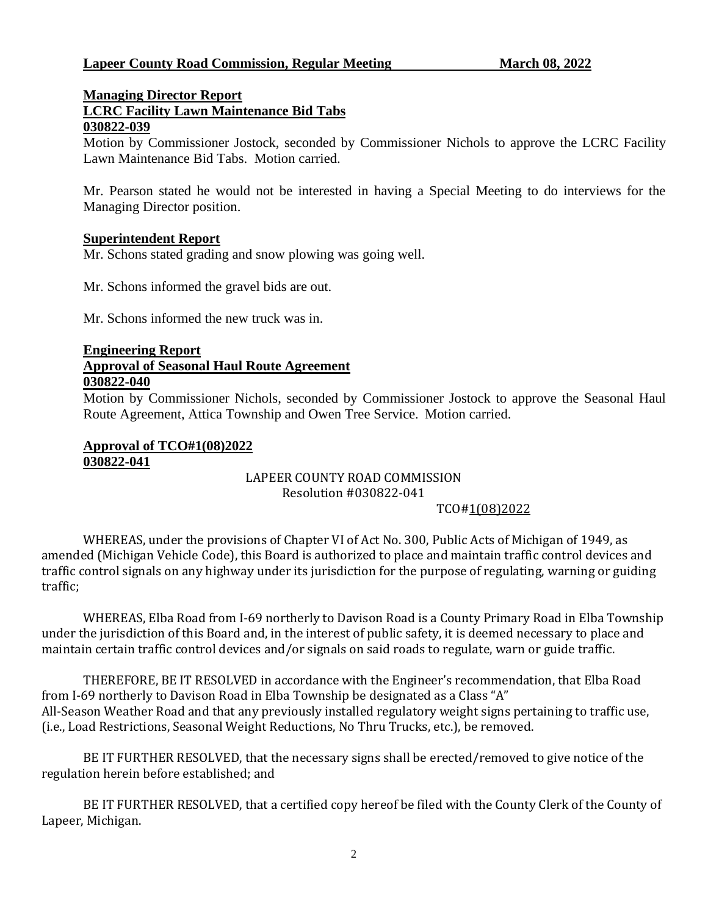**Managing Director Report**
**LCRC Facility Lawn Maintenance Bid Tabs**
**030822-039**

Motion by Commissioner Jostock, seconded by Commissioner Nichols to approve the LCRC Facility Lawn Maintenance Bid Tabs. Motion carried.

Mr. Pearson stated he would not be interested in having a Special Meeting to do interviews for the Managing Director position.

**Superintendent Report**

Mr. Schons stated grading and snow plowing was going well.

Mr. Schons informed the gravel bids are out.

Mr. Schons informed the new truck was in.

**Engineering Report**
**Approval of Seasonal Haul Route Agreement**
**030822-040**

Motion by Commissioner Nichols, seconded by Commissioner Jostock to approve the Seasonal Haul Route Agreement, Attica Township and Owen Tree Service. Motion carried.

**Approval of TCO#1(08)2022**
**030822-041**

LAPEER COUNTY ROAD COMMISSION
Resolution #030822-041

TCO#1(08)2022

WHEREAS, under the provisions of Chapter VI of Act No. 300, Public Acts of Michigan of 1949, as amended (Michigan Vehicle Code), this Board is authorized to place and maintain traffic control devices and traffic control signals on any highway under its jurisdiction for the purpose of regulating, warning or guiding traffic;

WHEREAS, Elba Road from I-69 northerly to Davison Road is a County Primary Road in Elba Township under the jurisdiction of this Board and, in the interest of public safety, it is deemed necessary to place and maintain certain traffic control devices and/or signals on said roads to regulate, warn or guide traffic.

THEREFORE, BE IT RESOLVED in accordance with the Engineer's recommendation, that Elba Road from I-69 northerly to Davison Road in Elba Township be designated as a Class "A" All-Season Weather Road and that any previously installed regulatory weight signs pertaining to traffic use, (i.e., Load Restrictions, Seasonal Weight Reductions, No Thru Trucks, etc.), be removed.

BE IT FURTHER RESOLVED, that the necessary signs shall be erected/removed to give notice of the regulation herein before established; and

BE IT FURTHER RESOLVED, that a certified copy hereof be filed with the County Clerk of the County of Lapeer, Michigan.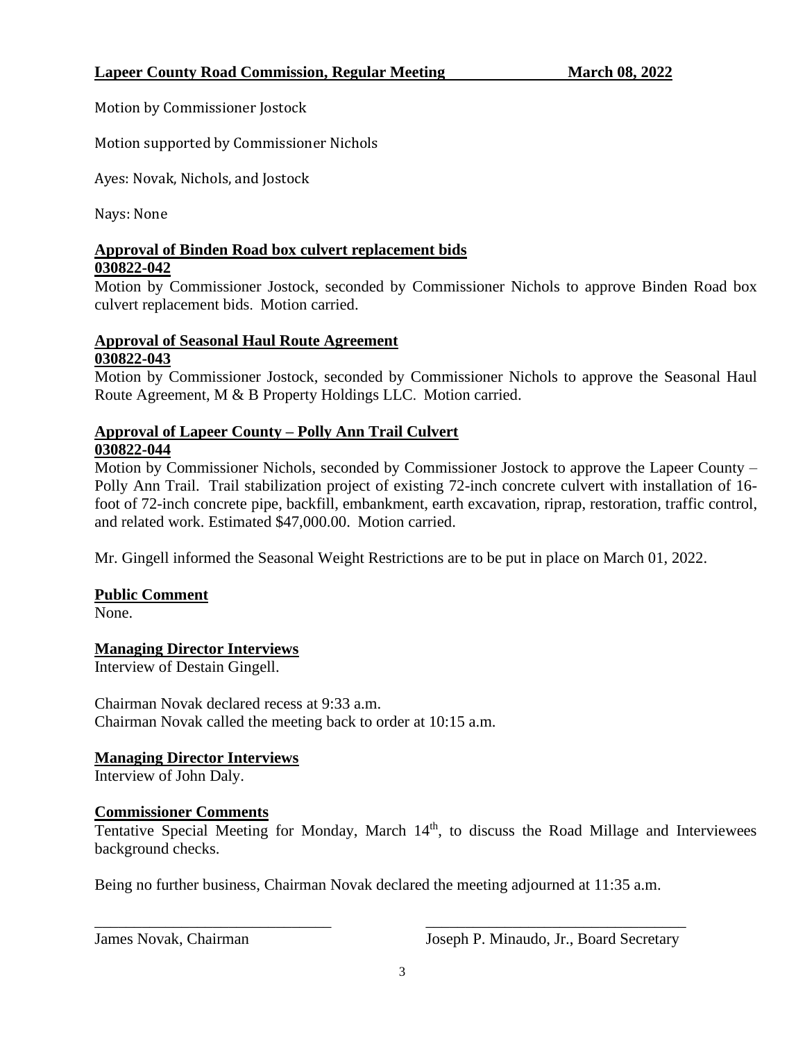**Lapeer County Road Commission, Regular Meeting March 08, 2022**

Motion by Commissioner Jostock

Motion supported by Commissioner Nichols

Ayes: Novak, Nichols, and Jostock

Nays: None

**Approval of Binden Road box culvert replacement bids**
**030822-042**

Motion by Commissioner Jostock, seconded by Commissioner Nichols to approve Binden Road box culvert replacement bids. Motion carried.

**Approval of Seasonal Haul Route Agreement**
**030822-043**

Motion by Commissioner Jostock, seconded by Commissioner Nichols to approve the Seasonal Haul Route Agreement, M & B Property Holdings LLC. Motion carried.

**Approval of Lapeer County – Polly Ann Trail Culvert**
**030822-044**

Motion by Commissioner Nichols, seconded by Commissioner Jostock to approve the Lapeer County – Polly Ann Trail. Trail stabilization project of existing 72-inch concrete culvert with installation of 16-foot of 72-inch concrete pipe, backfill, embankment, earth excavation, riprap, restoration, traffic control, and related work. Estimated $47,000.00. Motion carried.

Mr. Gingell informed the Seasonal Weight Restrictions are to be put in place on March 01, 2022.

**Public Comment**

None.

**Managing Director Interviews**

Interview of Destain Gingell.

Chairman Novak declared recess at 9:33 a.m.
Chairman Novak called the meeting back to order at 10:15 a.m.

**Managing Director Interviews**

Interview of John Daly.

**Commissioner Comments**

Tentative Special Meeting for Monday, March 14th, to discuss the Road Millage and Interviewees background checks.

Being no further business, Chairman Novak declared the meeting adjourned at 11:35 a.m.

\_\_\_\_\_\_\_\_\_\_\_\_\_\_\_\_\_\_\_\_\_\_\_\_\_\_\_\_\_\_ \_\_\_\_\_\_\_\_\_\_\_\_\_\_\_\_\_\_\_\_\_\_\_\_\_\_\_\_\_\_\_\_\_\_

James Novak, Chairman Joseph P. Minaudo, Jr., Board Secretary